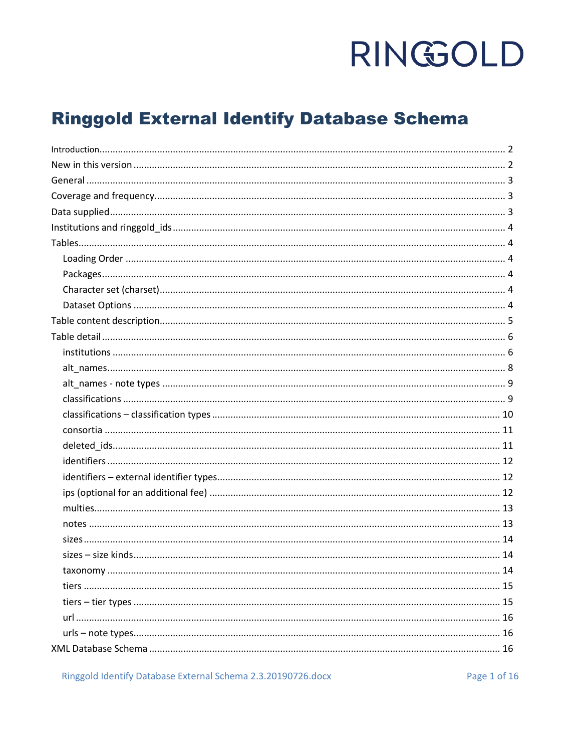RINGGOLD

# Ringgold External Identify Database Schema

Introduction .......... 2
New in this version .......... 2
General .......... 3
Coverage and frequency .......... 3
Data supplied .......... 3
Institutions and ringgold_ids .......... 4
Tables .......... 4
  Loading Order .......... 4
  Packages .......... 4
  Character set (charset) .......... 4
  Dataset Options .......... 4
Table content description .......... 5
Table detail .......... 6
  institutions .......... 6
  alt_names .......... 8
  alt_names - note types .......... 9
  classifications .......... 9
  classifications – classification types .......... 10
  consortia .......... 11
  deleted_ids .......... 11
  identifiers .......... 12
  identifiers – external identifier types .......... 12
  ips (optional for an additional fee) .......... 12
  multies .......... 13
  notes .......... 13
  sizes .......... 14
  sizes – size kinds .......... 14
  taxonomy .......... 14
  tiers .......... 15
  tiers – tier types .......... 15
  url .......... 16
  urls – note types .......... 16
XML Database Schema .......... 16

Ringgold Identify Database External Schema 2.3.20190726.docx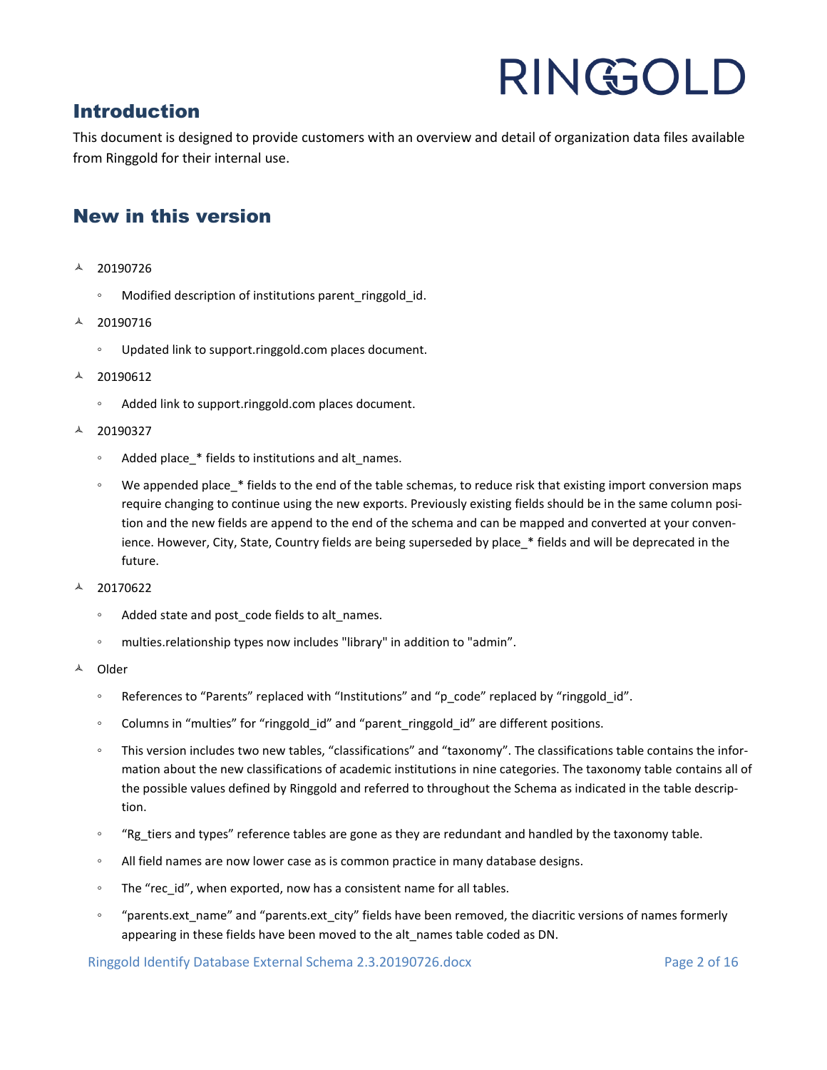## Introduction

This document is designed to provide customers with an overview and detail of organization data files available from Ringgold for their internal use.

## New in this version

- 20190726
  - Modified description of institutions parent_ringgold_id.
- 20190716
  - Updated link to support.ringgold.com places document.
- 20190612
  - Added link to support.ringgold.com places document.
- 20190327
  - Added place_* fields to institutions and alt_names.
  - We appended place_* fields to the end of the table schemas, to reduce risk that existing import conversion maps require changing to continue using the new exports. Previously existing fields should be in the same column position and the new fields are append to the end of the schema and can be mapped and converted at your convenience. However, City, State, Country fields are being superseded by place_* fields and will be deprecated in the future.
- 20170622
  - Added state and post_code fields to alt_names.
  - multies.relationship types now includes "library" in addition to "admin".
- Older
  - References to "Parents" replaced with "Institutions" and "p_code" replaced by "ringgold_id".
  - Columns in "multies" for "ringgold_id" and "parent_ringgold_id" are different positions.
  - This version includes two new tables, "classifications" and "taxonomy". The classifications table contains the information about the new classifications of academic institutions in nine categories. The taxonomy table contains all of the possible values defined by Ringgold and referred to throughout the Schema as indicated in the table description.
  - "Rg_tiers and types" reference tables are gone as they are redundant and handled by the taxonomy table.
  - All field names are now lower case as is common practice in many database designs.
  - The "rec_id", when exported, now has a consistent name for all tables.
  - "parents.ext_name" and "parents.ext_city" fields have been removed, the diacritic versions of names formerly appearing in these fields have been moved to the alt_names table coded as DN.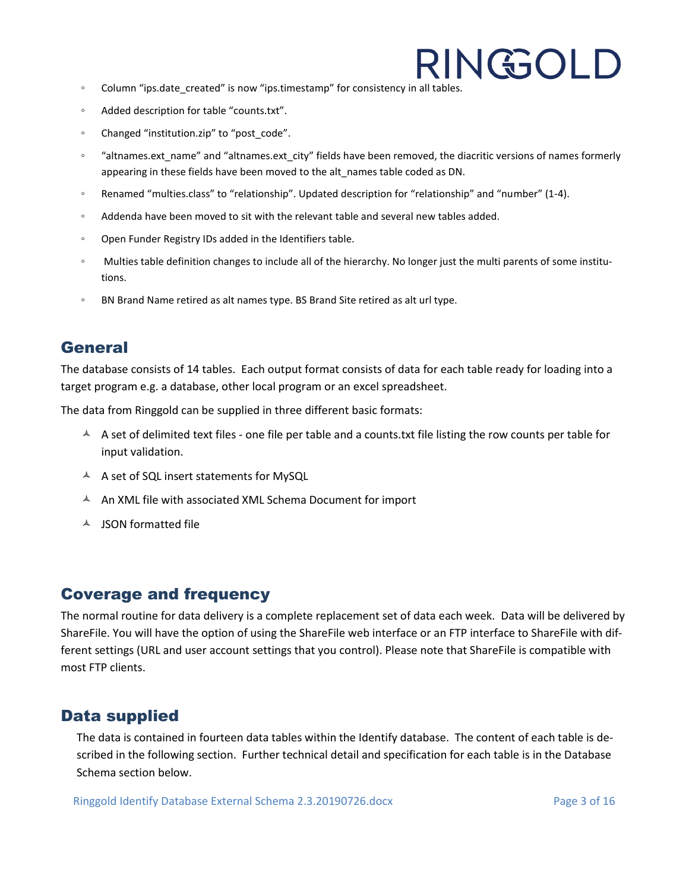- Column “ips.date_created” is now “ips.timestamp” for consistency in all tables.
- Added description for table “counts.txt”.
- Changed “institution.zip” to “post_code”.
- “altnames.ext_name” and “altnames.ext_city” fields have been removed, the diacritic versions of names formerly appearing in these fields have been moved to the alt_names table coded as DN.
- Renamed “multies.class” to “relationship”. Updated description for “relationship” and “number” (1-4).
- Addenda have been moved to sit with the relevant table and several new tables added.
- Open Funder Registry IDs added in the Identifiers table.
- Multies table definition changes to include all of the hierarchy. No longer just the multi parents of some institutions.
- BN Brand Name retired as alt names type. BS Brand Site retired as alt url type.

## General

The database consists of 14 tables. Each output format consists of data for each table ready for loading into a target program e.g. a database, other local program or an excel spreadsheet.

The data from Ringgold can be supplied in three different basic formats:

- A set of delimited text files - one file per table and a counts.txt file listing the row counts per table for input validation.
- A set of SQL insert statements for MySQL
- An XML file with associated XML Schema Document for import
- JSON formatted file

## Coverage and frequency

The normal routine for data delivery is a complete replacement set of data each week. Data will be delivered by ShareFile. You will have the option of using the ShareFile web interface or an FTP interface to ShareFile with different settings (URL and user account settings that you control). Please note that ShareFile is compatible with most FTP clients.

## Data supplied

The data is contained in fourteen data tables within the Identify database. The content of each table is described in the following section. Further technical detail and specification for each table is in the Database Schema section below.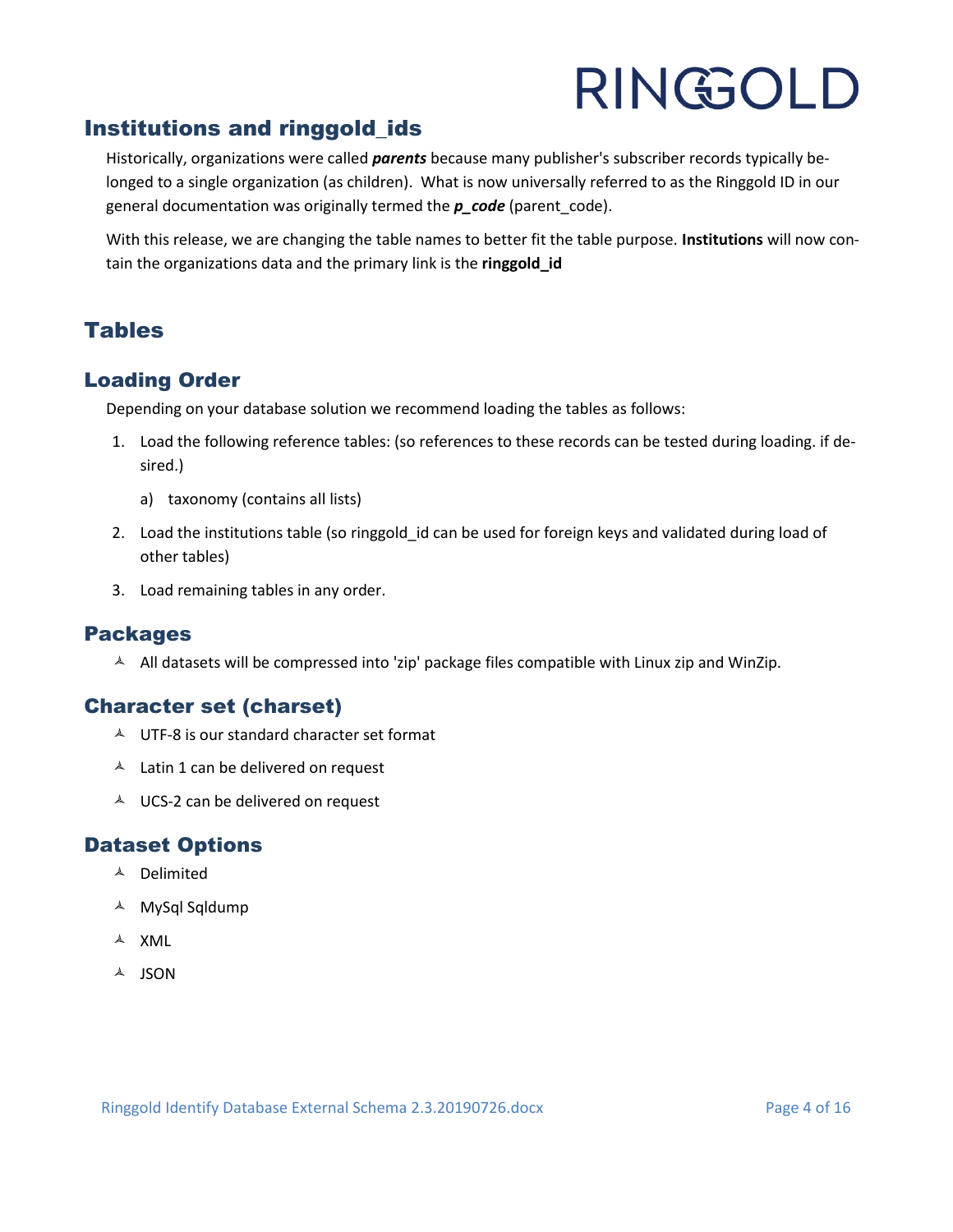## Institutions and ringgold_ids

Historically, organizations were called ***parents*** because many publisher's subscriber records typically belonged to a single organization (as children). What is now universally referred to as the Ringgold ID in our general documentation was originally termed the ***p_code*** (parent_code).

With this release, we are changing the table names to better fit the table purpose. **Institutions** will now contain the organizations data and the primary link is the **ringgold_id**

## Tables

### Loading Order

Depending on your database solution we recommend loading the tables as follows:

1. Load the following reference tables: (so references to these records can be tested during loading. if desired.)
   a) taxonomy (contains all lists)
2. Load the institutions table (so ringgold_id can be used for foreign keys and validated during load of other tables)
3. Load remaining tables in any order.

### Packages

- All datasets will be compressed into 'zip' package files compatible with Linux zip and WinZip.

### Character set (charset)

- UTF-8 is our standard character set format
- Latin 1 can be delivered on request
- UCS-2 can be delivered on request

### Dataset Options

- Delimited
- MySql Sqldump
- XML
- JSON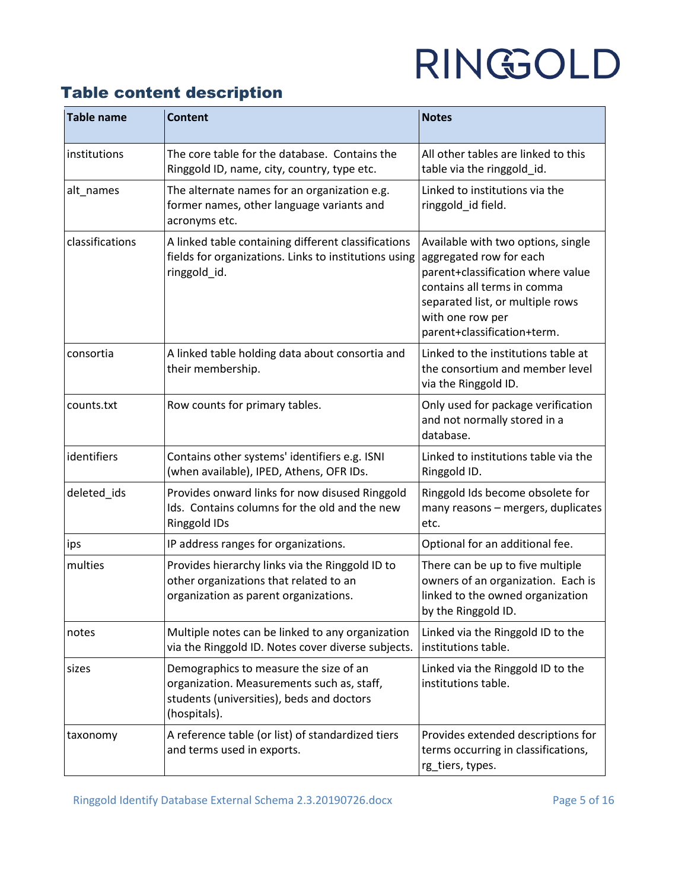## Table content description

| Table name | Content | Notes |
|---|---|---|
| institutions | The core table for the database. Contains the Ringgold ID, name, city, country, type etc. | All other tables are linked to this table via the ringgold_id. |
| alt_names | The alternate names for an organization e.g. former names, other language variants and acronyms etc. | Linked to institutions via the ringgold_id field. |
| classifications | A linked table containing different classifications fields for organizations. Links to institutions using ringgold_id. | Available with two options, single aggregated row for each parent+classification where value contains all terms in comma separated list, or multiple rows with one row per parent+classification+term. |
| consortia | A linked table holding data about consortia and their membership. | Linked to the institutions table at the consortium and member level via the Ringgold ID. |
| counts.txt | Row counts for primary tables. | Only used for package verification and not normally stored in a database. |
| identifiers | Contains other systems' identifiers e.g. ISNI (when available), IPED, Athens, OFR IDs. | Linked to institutions table via the Ringgold ID. |
| deleted_ids | Provides onward links for now disused Ringgold Ids. Contains columns for the old and the new Ringgold IDs | Ringgold Ids become obsolete for many reasons – mergers, duplicates etc. |
| ips | IP address ranges for organizations. | Optional for an additional fee. |
| multies | Provides hierarchy links via the Ringgold ID to other organizations that related to an organization as parent organizations. | There can be up to five multiple owners of an organization. Each is linked to the owned organization by the Ringgold ID. |
| notes | Multiple notes can be linked to any organization via the Ringgold ID. Notes cover diverse subjects. | Linked via the Ringgold ID to the institutions table. |
| sizes | Demographics to measure the size of an organization. Measurements such as, staff, students (universities), beds and doctors (hospitals). | Linked via the Ringgold ID to the institutions table. |
| taxonomy | A reference table (or list) of standardized tiers and terms used in exports. | Provides extended descriptions for terms occurring in classifications, rg_tiers, types. |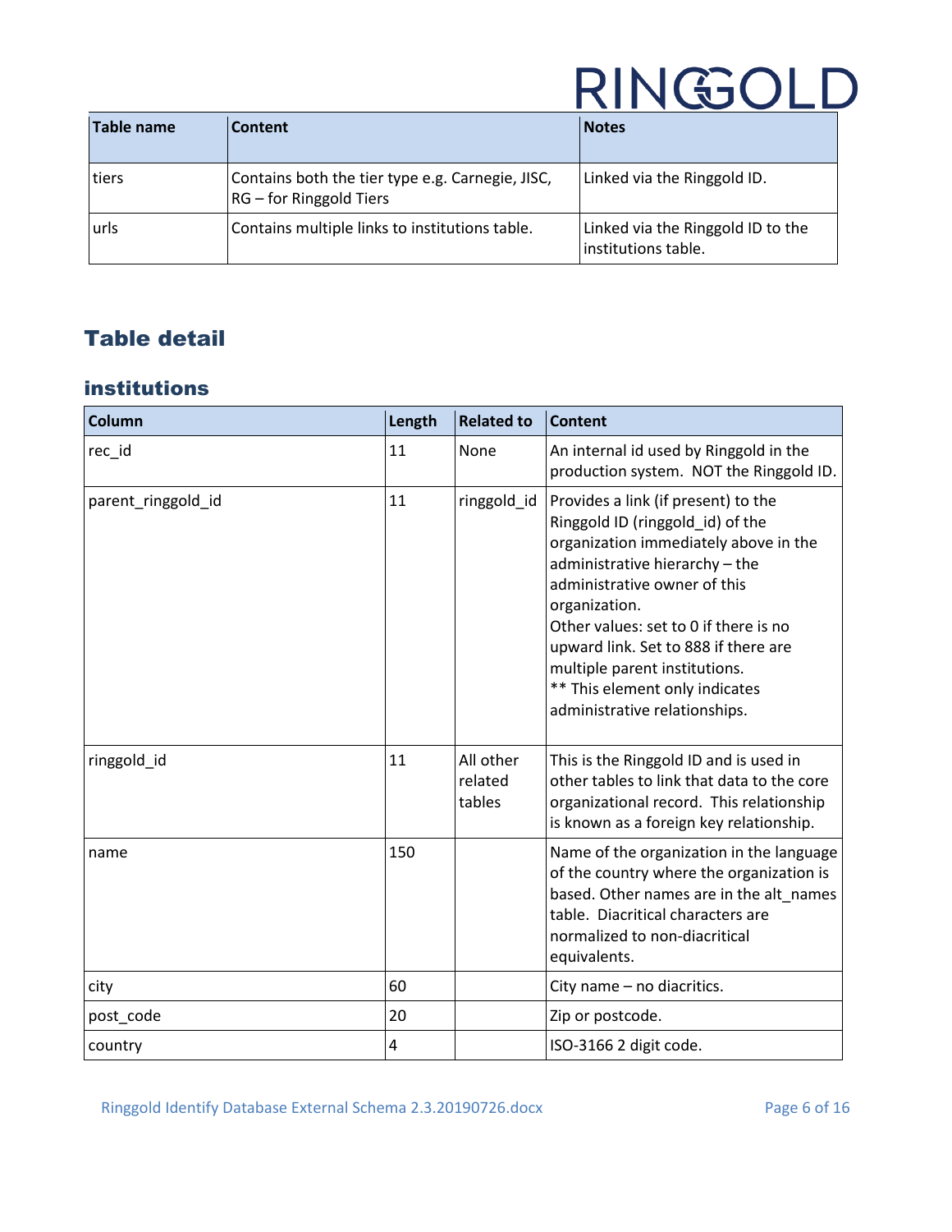| Table name | Content | Notes |
|---|---|---|
| tiers | Contains both the tier type e.g. Carnegie, JISC, RG – for Ringgold Tiers | Linked via the Ringgold ID. |
| urls | Contains multiple links to institutions table. | Linked via the Ringgold ID to the institutions table. |

## Table detail

### institutions

| Column | Length | Related to | Content |
|---|---|---|---|
| rec_id | 11 | None | An internal id used by Ringgold in the production system. NOT the Ringgold ID. |
| parent_ringgold_id | 11 | ringgold_id | Provides a link (if present) to the Ringgold ID (ringgold_id) of the organization immediately above in the administrative hierarchy – the administrative owner of this organization.<br>Other values: set to 0 if there is no upward link. Set to 888 if there are multiple parent institutions.<br>** This element only indicates administrative relationships. |
| ringgold_id | 11 | All other related tables | This is the Ringgold ID and is used in other tables to link that data to the core organizational record. This relationship is known as a foreign key relationship. |
| name | 150 | | Name of the organization in the language of the country where the organization is based. Other names are in the alt_names table. Diacritical characters are normalized to non-diacritical equivalents. |
| city | 60 | | City name – no diacritics. |
| post_code | 20 | | Zip or postcode. |
| country | 4 | | ISO-3166 2 digit code. |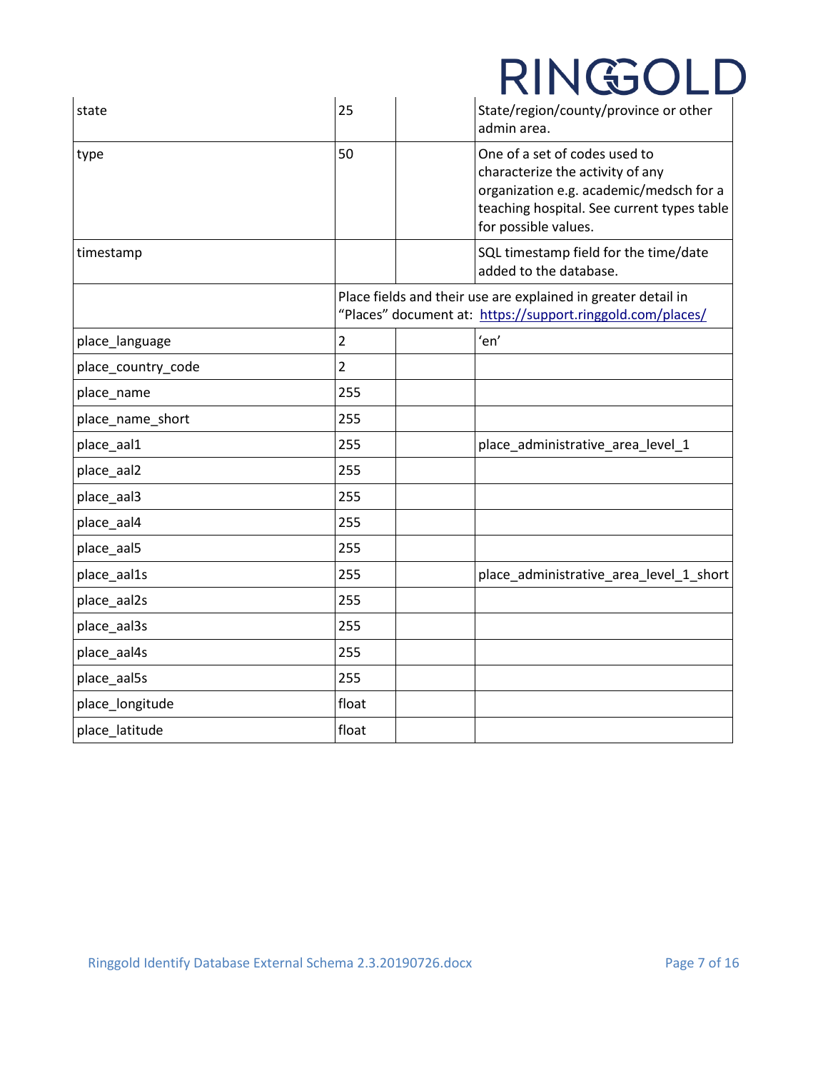| | | | |
|---|---|---|---|
| state | 25 | | State/region/county/province or other admin area. |
| type | 50 | | One of a set of codes used to characterize the activity of any organization e.g. academic/medsch for a teaching hospital. See current types table for possible values. |
| timestamp | | | SQL timestamp field for the time/date added to the database. |
| | Place fields and their use are explained in greater detail in “Places” document at: [https://support.ringgold.com/places/](https://support.ringgold.com/places/) | | |
| place_language | 2 | | ‘en’ |
| place_country_code | 2 | | |
| place_name | 255 | | |
| place_name_short | 255 | | |
| place_aal1 | 255 | | place_administrative_area_level_1 |
| place_aal2 | 255 | | |
| place_aal3 | 255 | | |
| place_aal4 | 255 | | |
| place_aal5 | 255 | | |
| place_aal1s | 255 | | place_administrative_area_level_1_short |
| place_aal2s | 255 | | |
| place_aal3s | 255 | | |
| place_aal4s | 255 | | |
| place_aal5s | 255 | | |
| place_longitude | float | | |
| place_latitude | float | | |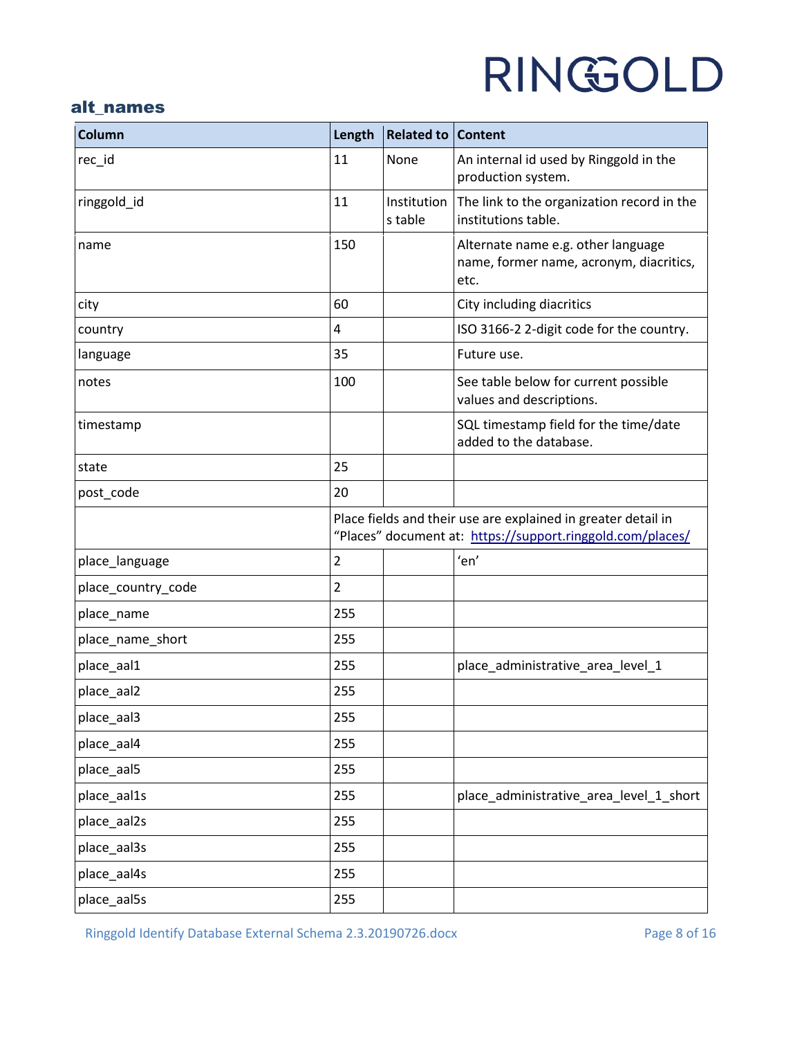## alt_names

| Column | Length | Related to | Content |
|---|---|---|---|
| rec_id | 11 | None | An internal id used by Ringgold in the production system. |
| ringgold_id | 11 | Institutions table | The link to the organization record in the institutions table. |
| name | 150 | | Alternate name e.g. other language name, former name, acronym, diacritics, etc. |
| city | 60 | | City including diacritics |
| country | 4 | | ISO 3166-2 2-digit code for the country. |
| language | 35 | | Future use. |
| notes | 100 | | See table below for current possible values and descriptions. |
| timestamp | | | SQL timestamp field for the time/date added to the database. |
| state | 25 | | |
| post_code | 20 | | |
| | Place fields and their use are explained in greater detail in "Places" document at: https://support.ringgold.com/places/ | | |
| place_language | 2 | | 'en' |
| place_country_code | 2 | | |
| place_name | 255 | | |
| place_name_short | 255 | | |
| place_aal1 | 255 | | place_administrative_area_level_1 |
| place_aal2 | 255 | | |
| place_aal3 | 255 | | |
| place_aal4 | 255 | | |
| place_aal5 | 255 | | |
| place_aal1s | 255 | | place_administrative_area_level_1_short |
| place_aal2s | 255 | | |
| place_aal3s | 255 | | |
| place_aal4s | 255 | | |
| place_aal5s | 255 | | |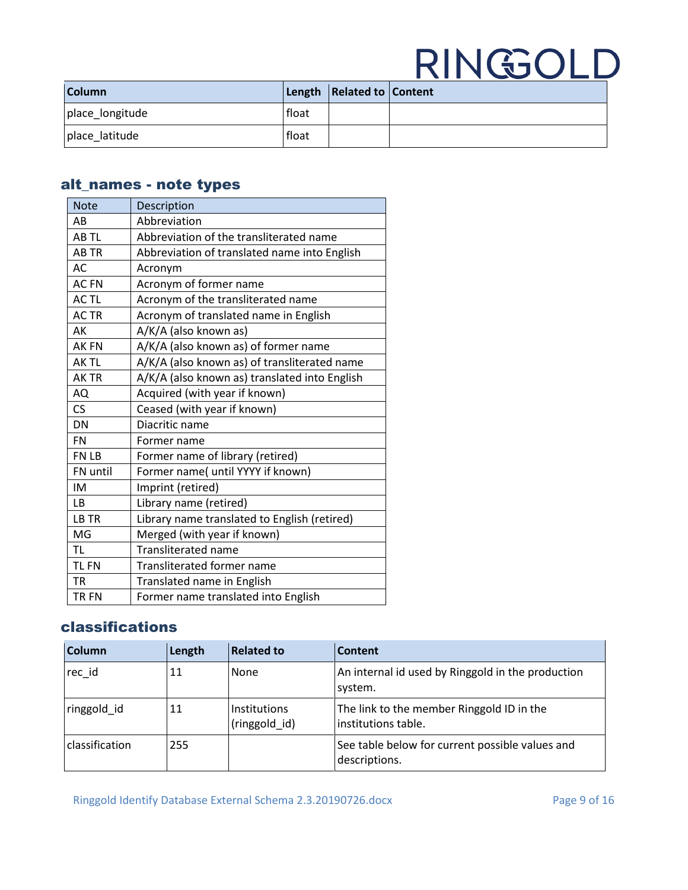| Column | Length | Related to | Content |
|---|---|---|---|
| place_longitude | float | | |
| place_latitude | float | | |

## alt_names - note types

| Note | Description |
|---|---|
| AB | Abbreviation |
| AB TL | Abbreviation of the transliterated name |
| AB TR | Abbreviation of translated name into English |
| AC | Acronym |
| AC FN | Acronym of former name |
| AC TL | Acronym of the transliterated name |
| AC TR | Acronym of translated name in English |
| AK | A/K/A (also known as) |
| AK FN | A/K/A (also known as) of former name |
| AK TL | A/K/A (also known as) of transliterated name |
| AK TR | A/K/A (also known as) translated into English |
| AQ | Acquired (with year if known) |
| CS | Ceased (with year if known) |
| DN | Diacritic name |
| FN | Former name |
| FN LB | Former name of library (retired) |
| FN until | Former name( until YYYY if known) |
| IM | Imprint (retired) |
| LB | Library name (retired) |
| LB TR | Library name translated to English (retired) |
| MG | Merged (with year if known) |
| TL | Transliterated name |
| TL FN | Transliterated former name |
| TR | Translated name in English |
| TR FN | Former name translated into English |

## classifications

| Column | Length | Related to | Content |
|---|---|---|---|
| rec_id | 11 | None | An internal id used by Ringgold in the production system. |
| ringgold_id | 11 | Institutions (ringgold_id) | The link to the member Ringgold ID in the institutions table. |
| classification | 255 | | See table below for current possible values and descriptions. |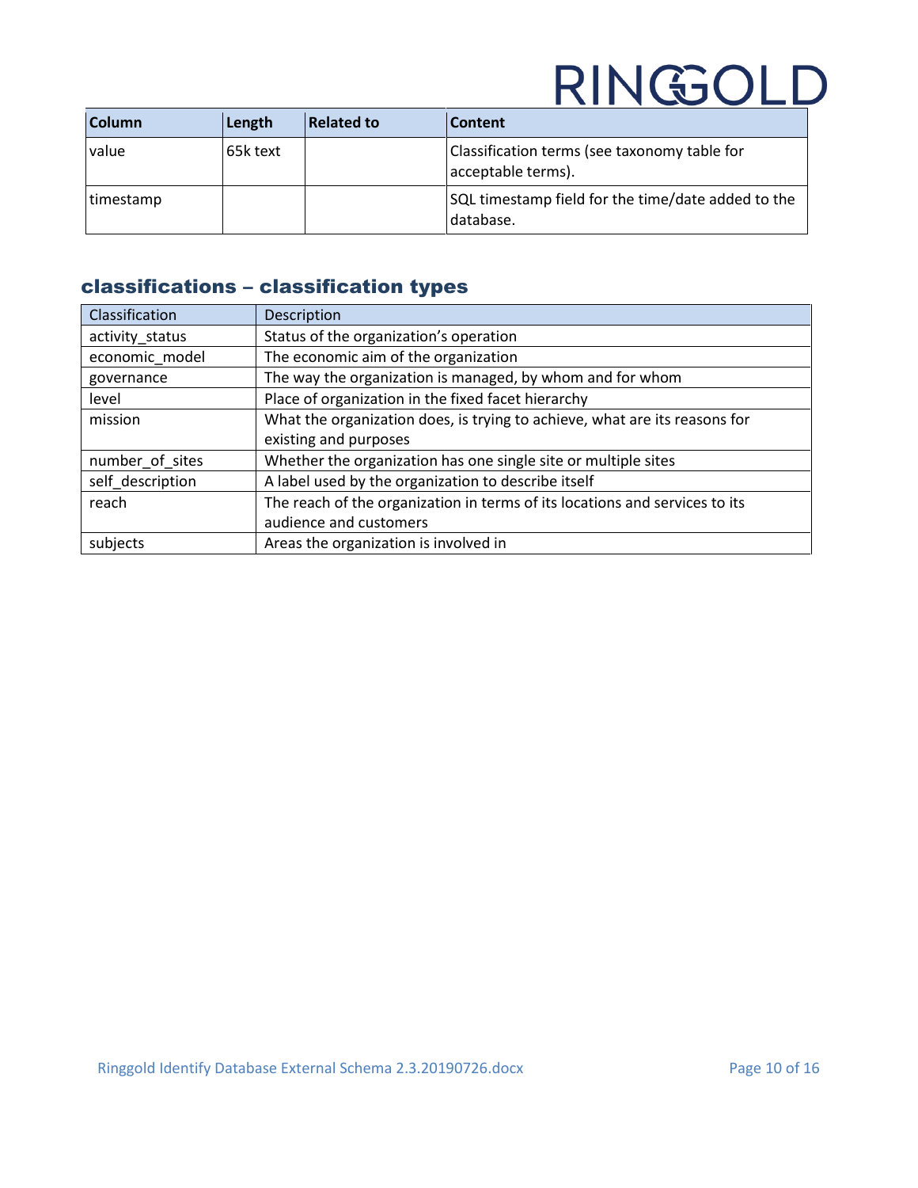| Column | Length | Related to | Content |
| --- | --- | --- | --- |
| value | 65k text | | Classification terms (see taxonomy table for acceptable terms). |
| timestamp | | | SQL timestamp field for the time/date added to the database. |

## classifications – classification types

| Classification | Description |
| --- | --- |
| activity_status | Status of the organization's operation |
| economic_model | The economic aim of the organization |
| governance | The way the organization is managed, by whom and for whom |
| level | Place of organization in the fixed facet hierarchy |
| mission | What the organization does, is trying to achieve, what are its reasons for existing and purposes |
| number_of_sites | Whether the organization has one single site or multiple sites |
| self_description | A label used by the organization to describe itself |
| reach | The reach of the organization in terms of its locations and services to its audience and customers |
| subjects | Areas the organization is involved in |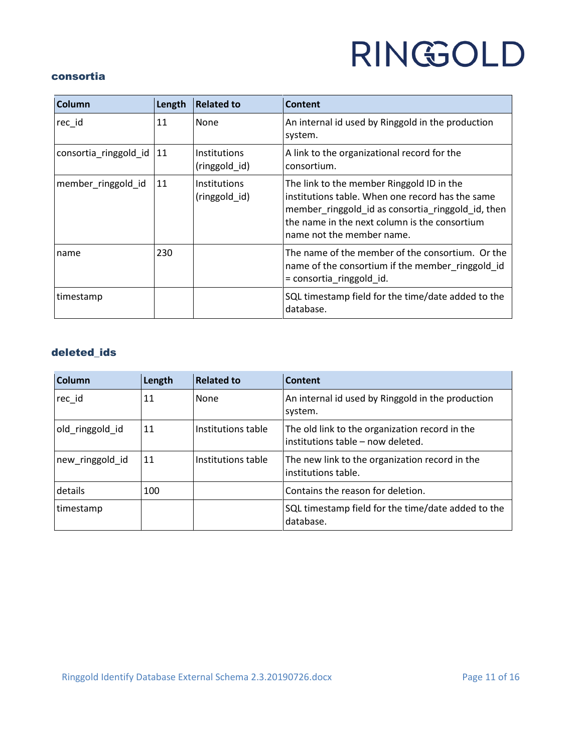### consortia

| Column | Length | Related to | Content |
|---|---|---|---|
| rec_id | 11 | None | An internal id used by Ringgold in the production system. |
| consortia_ringgold_id | 11 | Institutions (ringgold_id) | A link to the organizational record for the consortium. |
| member_ringgold_id | 11 | Institutions (ringgold_id) | The link to the member Ringgold ID in the institutions table. When one record has the same member_ringgold_id as consortia_ringgold_id, then the name in the next column is the consortium name not the member name. |
| name | 230 | | The name of the member of the consortium. Or the name of the consortium if the member_ringgold_id = consortia_ringgold_id. |
| timestamp | | | SQL timestamp field for the time/date added to the database. |

### deleted_ids

| Column | Length | Related to | Content |
|---|---|---|---|
| rec_id | 11 | None | An internal id used by Ringgold in the production system. |
| old_ringgold_id | 11 | Institutions table | The old link to the organization record in the institutions table – now deleted. |
| new_ringgold_id | 11 | Institutions table | The new link to the organization record in the institutions table. |
| details | 100 | | Contains the reason for deletion. |
| timestamp | | | SQL timestamp field for the time/date added to the database. |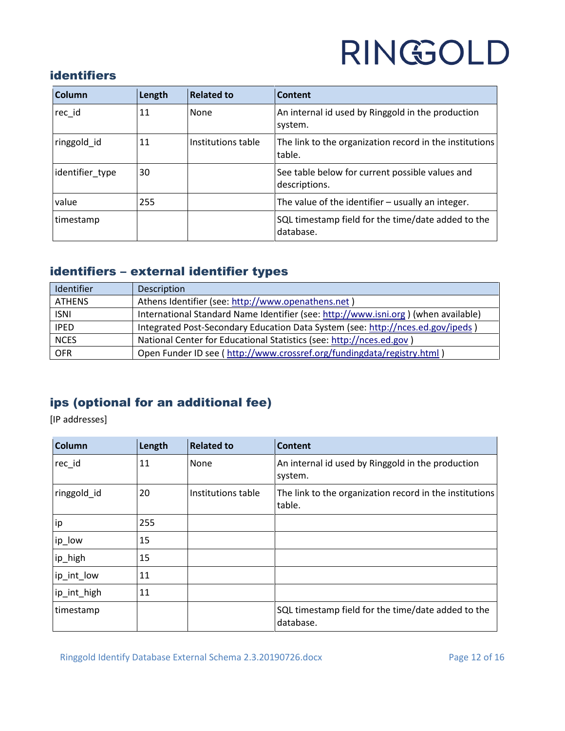## identifiers

| Column | Length | Related to | Content |
|---|---|---|---|
| rec_id | 11 | None | An internal id used by Ringgold in the production system. |
| ringgold_id | 11 | Institutions table | The link to the organization record in the institutions table. |
| identifier_type | 30 | | See table below for current possible values and descriptions. |
| value | 255 | | The value of the identifier – usually an integer. |
| timestamp | | | SQL timestamp field for the time/date added to the database. |

## identifiers – external identifier types

| Identifier | Description |
|---|---|
| ATHENS | Athens Identifier (see: http://www.openathens.net ) |
| ISNI | International Standard Name Identifier (see: http://www.isni.org ) (when available) |
| IPED | Integrated Post-Secondary Education Data System (see: http://nces.ed.gov/ipeds ) |
| NCES | National Center for Educational Statistics (see: http://nces.ed.gov ) |
| OFR | Open Funder ID see ( http://www.crossref.org/fundingdata/registry.html ) |

## ips (optional for an additional fee)

[IP addresses]

| Column | Length | Related to | Content |
|---|---|---|---|
| rec_id | 11 | None | An internal id used by Ringgold in the production system. |
| ringgold_id | 20 | Institutions table | The link to the organization record in the institutions table. |
| ip | 255 | | |
| ip_low | 15 | | |
| ip_high | 15 | | |
| ip_int_low | 11 | | |
| ip_int_high | 11 | | |
| timestamp | | | SQL timestamp field for the time/date added to the database. |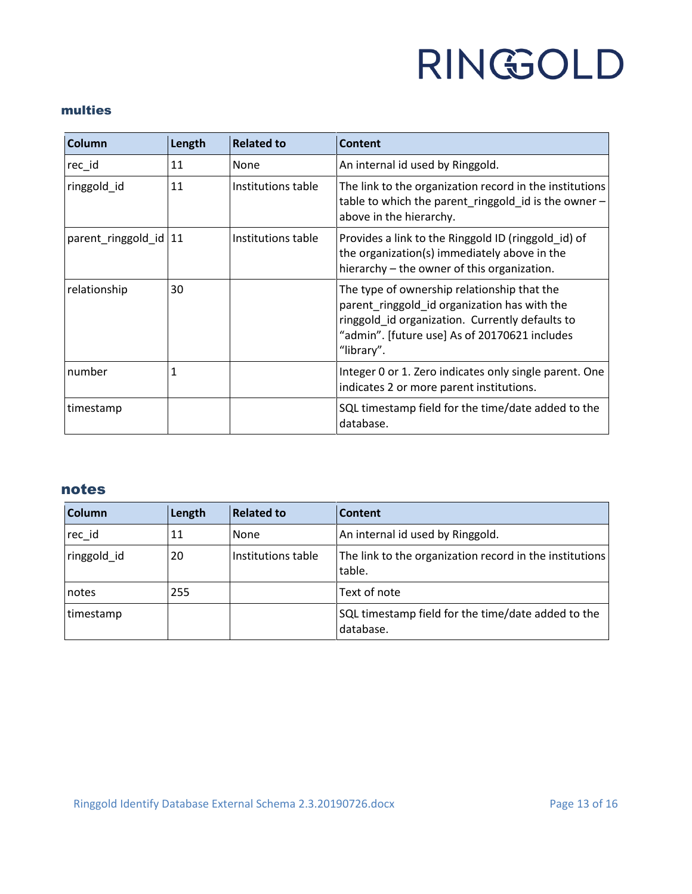### multies

| Column | Length | Related to | Content |
|---|---|---|---|
| rec_id | 11 | None | An internal id used by Ringgold. |
| ringgold_id | 11 | Institutions table | The link to the organization record in the institutions table to which the parent_ringgold_id is the owner – above in the hierarchy. |
| parent_ringgold_id | 11 | Institutions table | Provides a link to the Ringgold ID (ringgold_id) of the organization(s) immediately above in the hierarchy – the owner of this organization. |
| relationship | 30 | | The type of ownership relationship that the parent_ringgold_id organization has with the ringgold_id organization. Currently defaults to "admin". [future use] As of 20170621 includes "library". |
| number | 1 | | Integer 0 or 1. Zero indicates only single parent. One indicates 2 or more parent institutions. |
| timestamp | | | SQL timestamp field for the time/date added to the database. |

### notes

| Column | Length | Related to | Content |
|---|---|---|---|
| rec_id | 11 | None | An internal id used by Ringgold. |
| ringgold_id | 20 | Institutions table | The link to the organization record in the institutions table. |
| notes | 255 | | Text of note |
| timestamp | | | SQL timestamp field for the time/date added to the database. |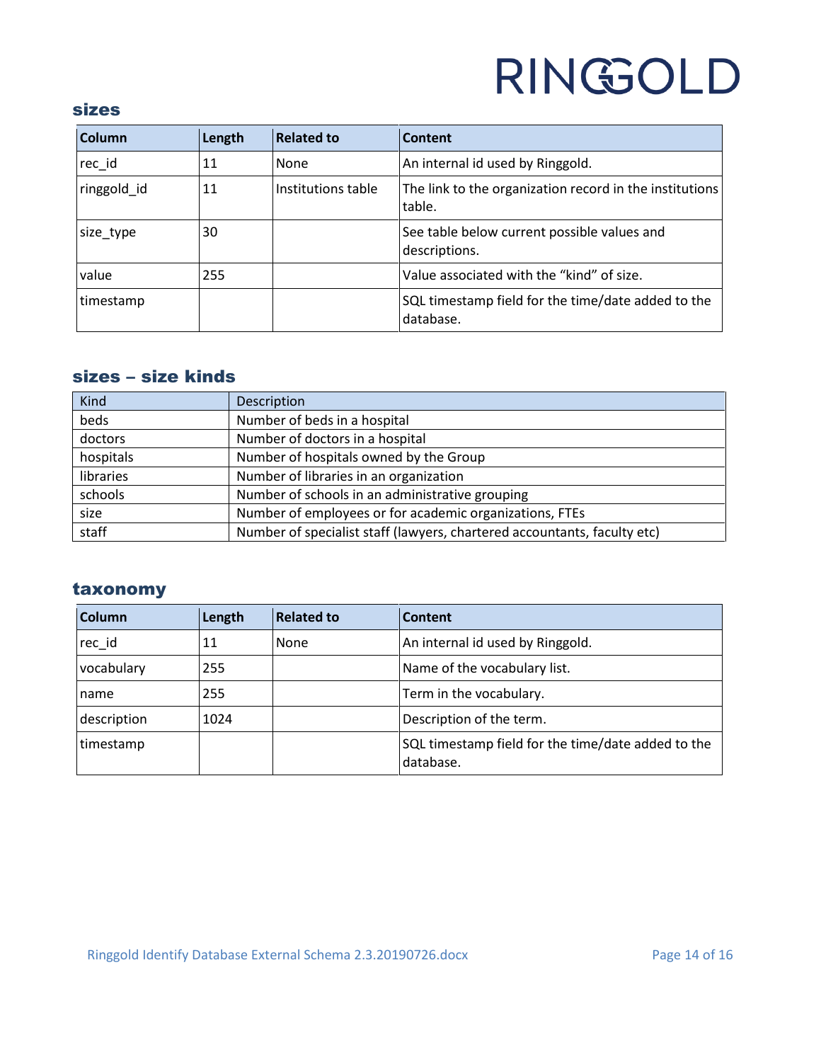## sizes

| Column | Length | Related to | Content |
| --- | --- | --- | --- |
| rec_id | 11 | None | An internal id used by Ringgold. |
| ringgold_id | 11 | Institutions table | The link to the organization record in the institutions table. |
| size_type | 30 | | See table below current possible values and descriptions. |
| value | 255 | | Value associated with the "kind" of size. |
| timestamp | | | SQL timestamp field for the time/date added to the database. |

## sizes – size kinds

| Kind | Description |
| --- | --- |
| beds | Number of beds in a hospital |
| doctors | Number of doctors in a hospital |
| hospitals | Number of hospitals owned by the Group |
| libraries | Number of libraries in an organization |
| schools | Number of schools in an administrative grouping |
| size | Number of employees or for academic organizations, FTEs |
| staff | Number of specialist staff (lawyers, chartered accountants, faculty etc) |

## taxonomy

| Column | Length | Related to | Content |
| --- | --- | --- | --- |
| rec_id | 11 | None | An internal id used by Ringgold. |
| vocabulary | 255 | | Name of the vocabulary list. |
| name | 255 | | Term in the vocabulary. |
| description | 1024 | | Description of the term. |
| timestamp | | | SQL timestamp field for the time/date added to the database. |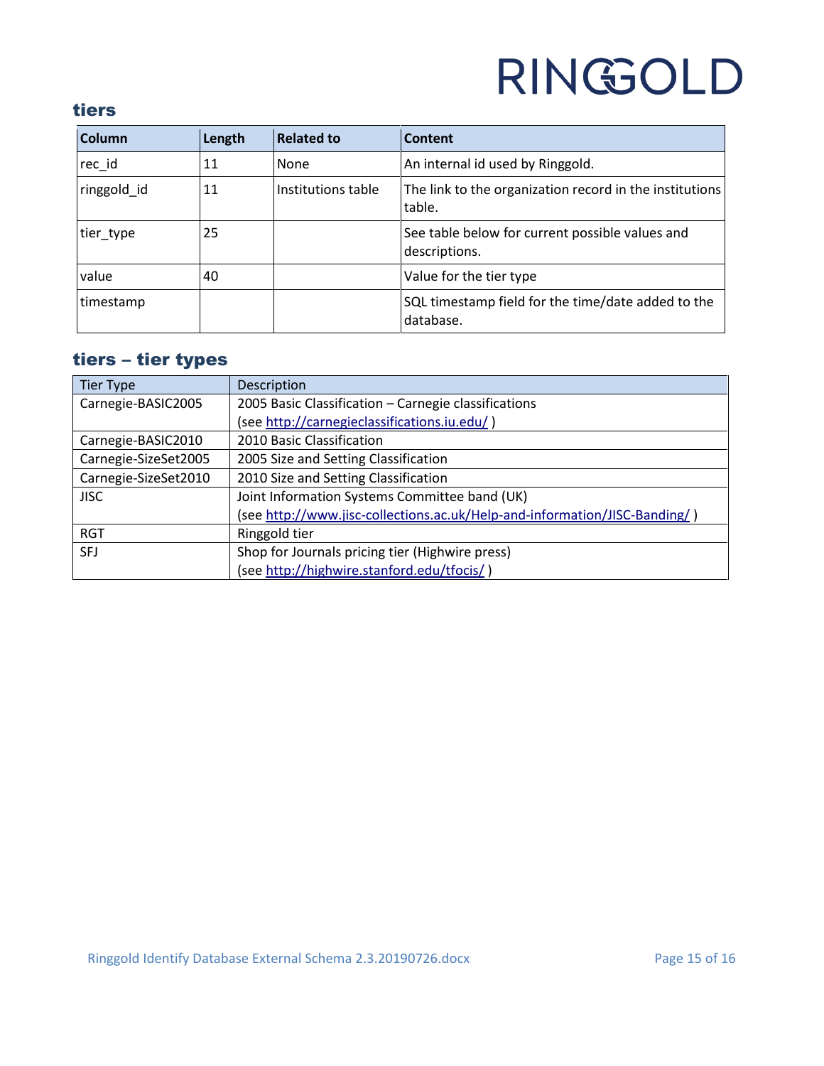## tiers

| Column | Length | Related to | Content |
|---|---|---|---|
| rec_id | 11 | None | An internal id used by Ringgold. |
| ringgold_id | 11 | Institutions table | The link to the organization record in the institutions table. |
| tier_type | 25 | | See table below for current possible values and descriptions. |
| value | 40 | | Value for the tier type |
| timestamp | | | SQL timestamp field for the time/date added to the database. |

## tiers – tier types

| Tier Type | Description |
|---|---|
| Carnegie-BASIC2005 | 2005 Basic Classification – Carnegie classifications (see http://carnegieclassifications.iu.edu/ ) |
| Carnegie-BASIC2010 | 2010 Basic Classification |
| Carnegie-SizeSet2005 | 2005 Size and Setting Classification |
| Carnegie-SizeSet2010 | 2010 Size and Setting Classification |
| JISC | Joint Information Systems Committee band (UK) (see http://www.jisc-collections.ac.uk/Help-and-information/JISC-Banding/ ) |
| RGT | Ringgold tier |
| SFJ | Shop for Journals pricing tier (Highwire press) (see http://highwire.stanford.edu/tfocis/ ) |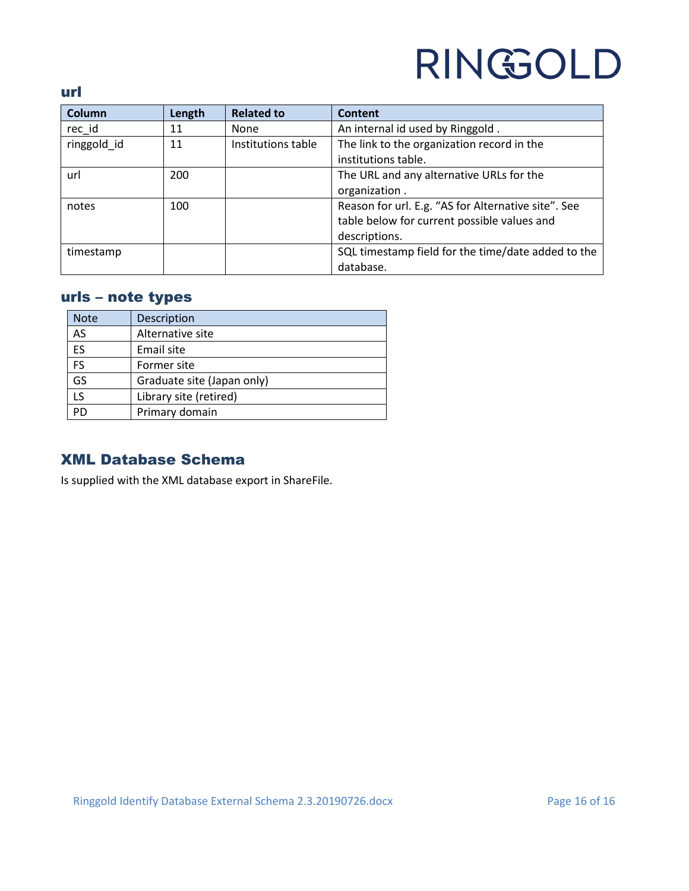## url

| Column | Length | Related to | Content |
| --- | --- | --- | --- |
| rec_id | 11 | None | An internal id used by Ringgold . |
| ringgold_id | 11 | Institutions table | The link to the organization record in the institutions table. |
| url | 200 | | The URL and any alternative URLs for the organization . |
| notes | 100 | | Reason for url. E.g. "AS for Alternative site". See table below for current possible values and descriptions. |
| timestamp | | | SQL timestamp field for the time/date added to the database. |

## urls – note types

| Note | Description |
| --- | --- |
| AS | Alternative site |
| ES | Email site |
| FS | Former site |
| GS | Graduate site (Japan only) |
| LS | Library site (retired) |
| PD | Primary domain |

## XML Database Schema

Is supplied with the XML database export in ShareFile.